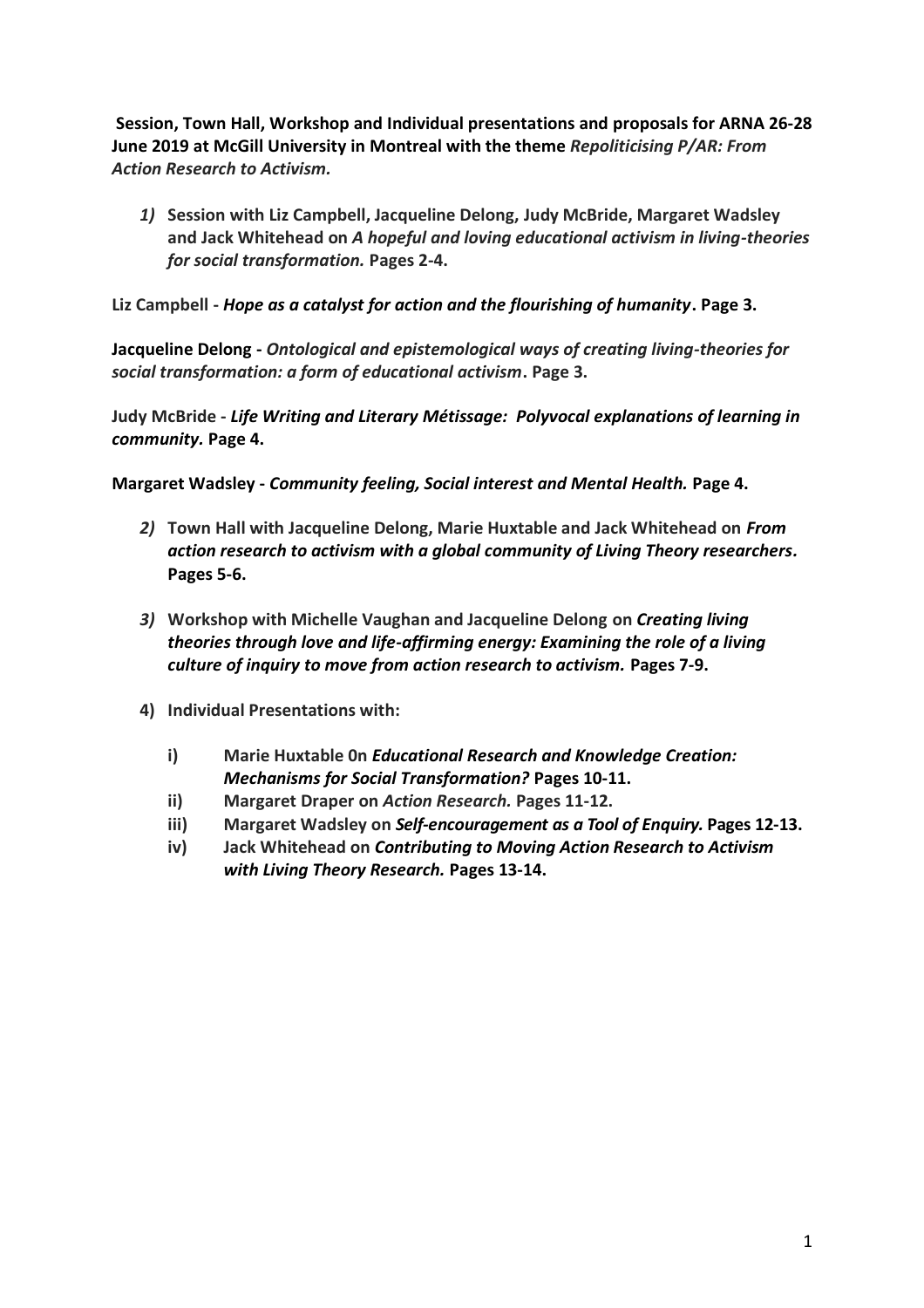**Session, Town Hall, Workshop and Individual presentations and proposals for ARNA 26-28 June 2019 at McGill University in Montreal with the theme** ***Repoliticising P/AR: From Action Research to Activism.***

1) **Session with Liz Campbell, Jacqueline Delong, Judy McBride, Margaret Wadsley and Jack Whitehead on** ***A hopeful and loving educational activism in living-theories for social transformation.*** **Pages 2-4.**

**Liz Campbell -** ***Hope as a catalyst for action and the flourishing of humanity*****. Page 3.**

**Jacqueline Delong -** ***Ontological and epistemological ways of creating living-theories for social transformation: a form of educational activism*****. Page 3.**

**Judy McBride -** ***Life Writing and Literary Métissage: Polyvocal explanations of learning in community.*** **Page 4.**

**Margaret Wadsley -** ***Community feeling, Social interest and Mental Health.*** **Page 4.**

2) **Town Hall with Jacqueline Delong, Marie Huxtable and Jack Whitehead on** ***From action research to activism with a global community of Living Theory researchers.*** **Pages 5-6.**

3) **Workshop with Michelle Vaughan and Jacqueline Delong on** ***Creating living theories through love and life-affirming energy: Examining the role of a living culture of inquiry to move from action research to activism.*** **Pages 7-9.**

4) **Individual Presentations with:**

   i) **Marie Huxtable 0n** ***Educational Research and Knowledge Creation: Mechanisms for Social Transformation?*** **Pages 10-11.**

   ii) **Margaret Draper on** ***Action Research.*** **Pages 11-12.**

   iii) **Margaret Wadsley on** ***Self-encouragement as a Tool of Enquiry.*** **Pages 12-13.**

   iv) **Jack Whitehead on** ***Contributing to Moving Action Research to Activism with Living Theory Research.*** **Pages 13-14.**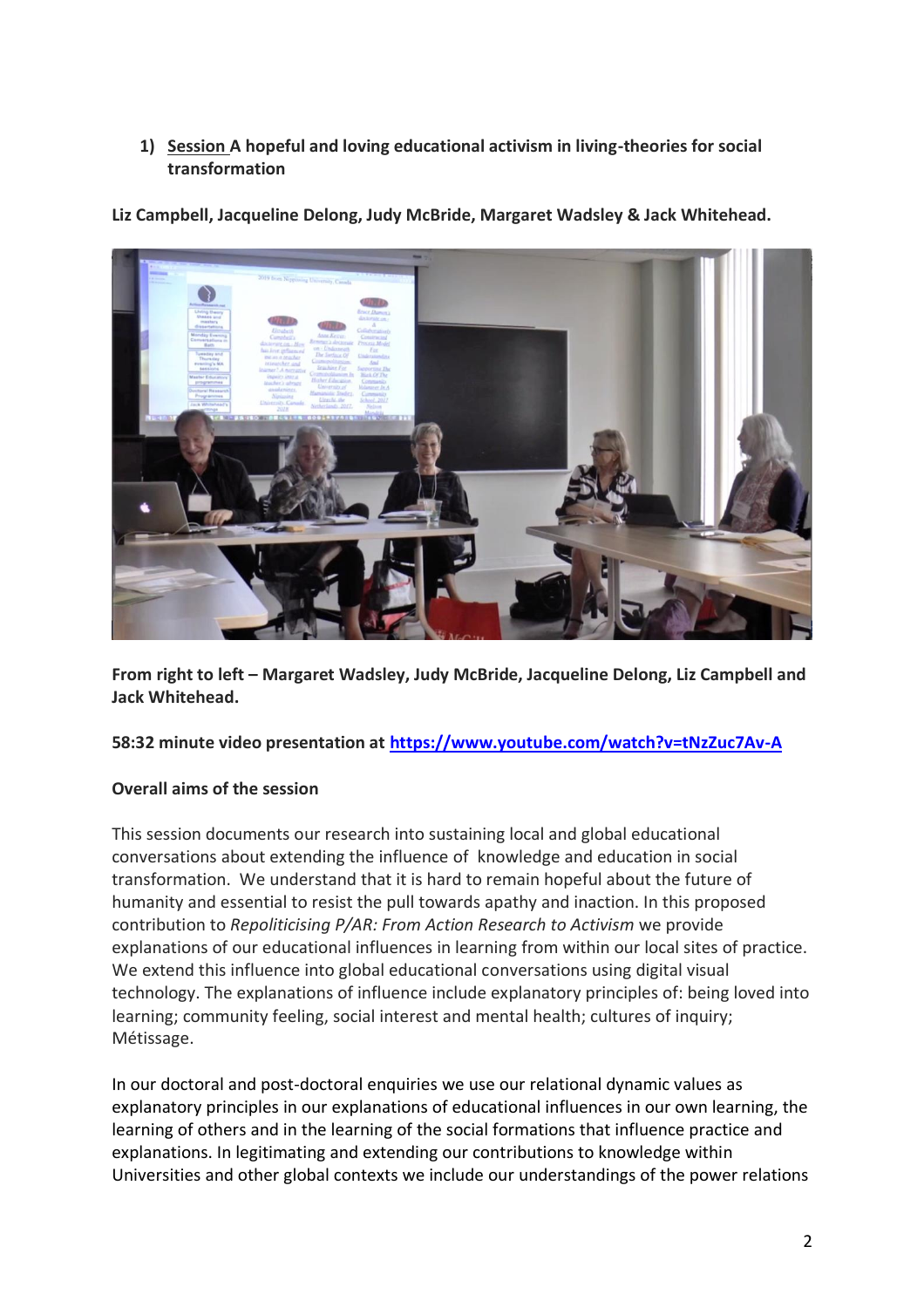1) **Session A hopeful and loving educational activism in living-theories for social transformation**

**Liz Campbell, Jacqueline Delong, Judy McBride, Margaret Wadsley & Jack Whitehead.**

**From right to left – Margaret Wadsley, Judy McBride, Jacqueline Delong, Liz Campbell and Jack Whitehead.**

**58:32 minute video presentation at [https://www.youtube.com/watch?v=tNzZuc7Av-A](https://www.youtube.com/watch?v=tNzZuc7Av-A)**

**Overall aims of the session**

This session documents our research into sustaining local and global educational conversations about extending the influence of knowledge and education in social transformation. We understand that it is hard to remain hopeful about the future of humanity and essential to resist the pull towards apathy and inaction. In this proposed contribution to *Repoliticising P/AR: From Action Research to Activism* we provide explanations of our educational influences in learning from within our local sites of practice. We extend this influence into global educational conversations using digital visual technology. The explanations of influence include explanatory principles of: being loved into learning; community feeling, social interest and mental health; cultures of inquiry; Métissage.

In our doctoral and post-doctoral enquiries we use our relational dynamic values as explanatory principles in our explanations of educational influences in our own learning, the learning of others and in the learning of the social formations that influence practice and explanations. In legitimating and extending our contributions to knowledge within Universities and other global contexts we include our understandings of the power relations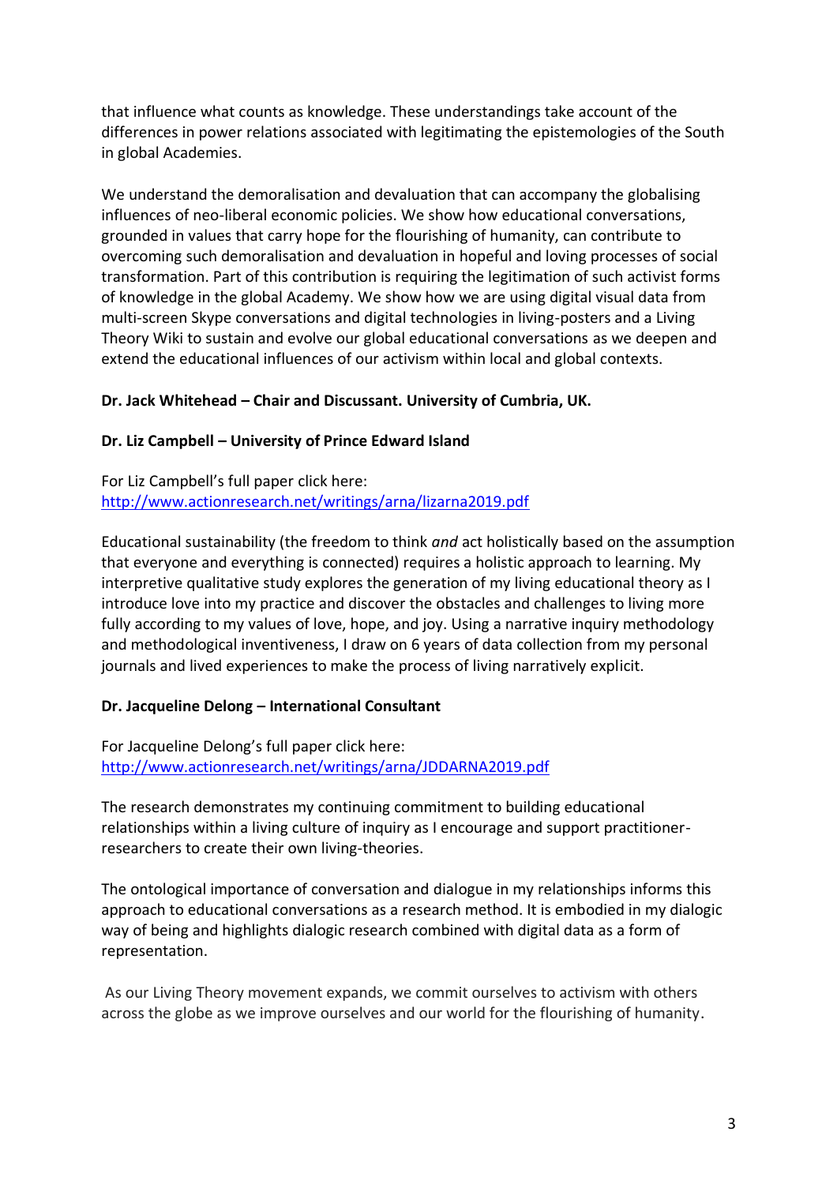that influence what counts as knowledge. These understandings take account of the differences in power relations associated with legitimating the epistemologies of the South in global Academies.

We understand the demoralisation and devaluation that can accompany the globalising influences of neo-liberal economic policies. We show how educational conversations, grounded in values that carry hope for the flourishing of humanity, can contribute to overcoming such demoralisation and devaluation in hopeful and loving processes of social transformation. Part of this contribution is requiring the legitimation of such activist forms of knowledge in the global Academy. We show how we are using digital visual data from multi-screen Skype conversations and digital technologies in living-posters and a Living Theory Wiki to sustain and evolve our global educational conversations as we deepen and extend the educational influences of our activism within local and global contexts.

**Dr. Jack Whitehead – Chair and Discussant. University of Cumbria, UK.**

**Dr. Liz Campbell – University of Prince Edward Island**

For Liz Campbell's full paper click here:
http://www.actionresearch.net/writings/arna/lizarna2019.pdf

Educational sustainability (the freedom to think *and* act holistically based on the assumption that everyone and everything is connected) requires a holistic approach to learning. My interpretive qualitative study explores the generation of my living educational theory as I introduce love into my practice and discover the obstacles and challenges to living more fully according to my values of love, hope, and joy. Using a narrative inquiry methodology and methodological inventiveness, I draw on 6 years of data collection from my personal journals and lived experiences to make the process of living narratively explicit.

**Dr. Jacqueline Delong – International Consultant**

For Jacqueline Delong's full paper click here:
http://www.actionresearch.net/writings/arna/JDDARNA2019.pdf

The research demonstrates my continuing commitment to building educational relationships within a living culture of inquiry as I encourage and support practitioner-researchers to create their own living-theories.

The ontological importance of conversation and dialogue in my relationships informs this approach to educational conversations as a research method. It is embodied in my dialogic way of being and highlights dialogic research combined with digital data as a form of representation.

As our Living Theory movement expands, we commit ourselves to activism with others across the globe as we improve ourselves and our world for the flourishing of humanity.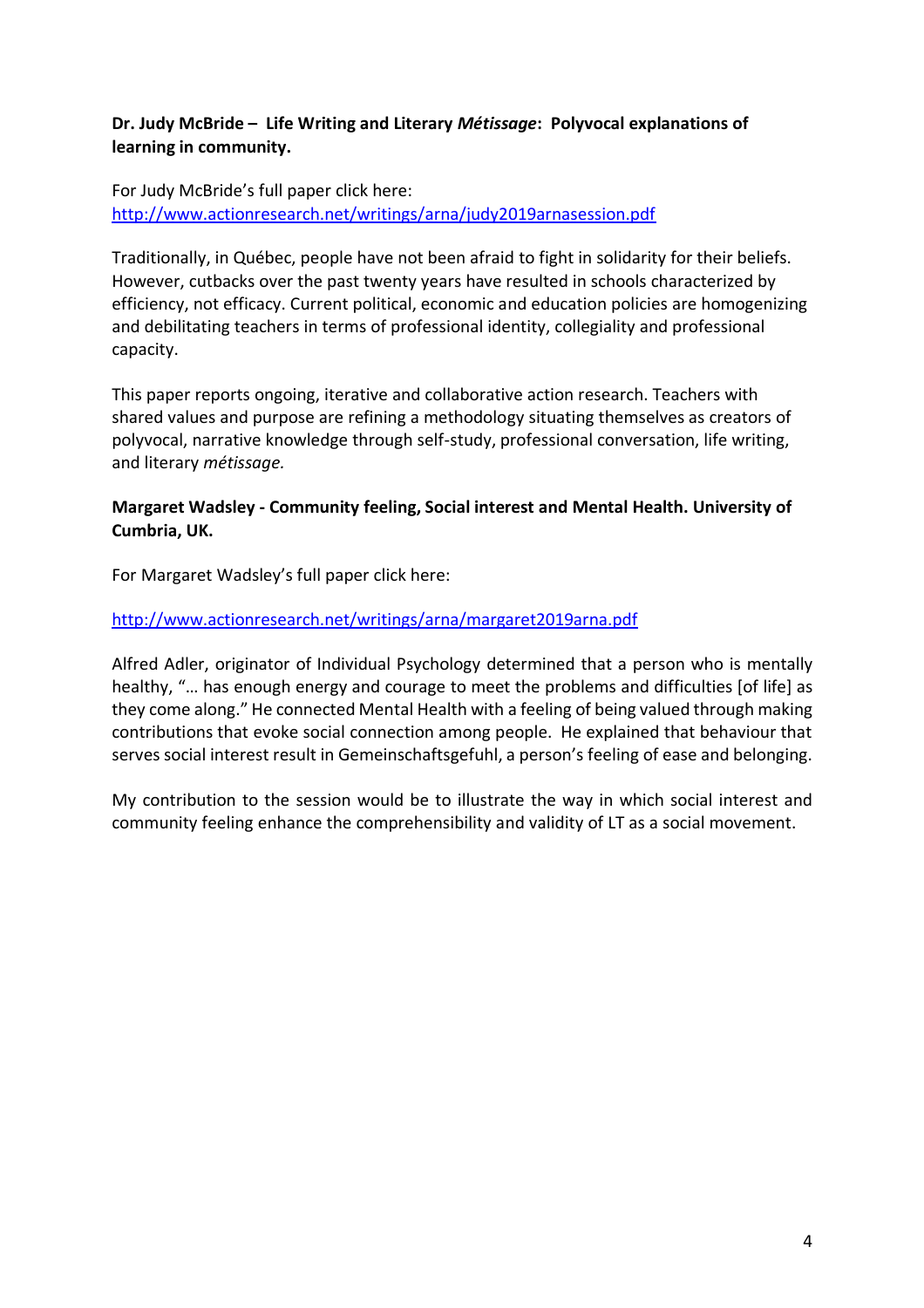**Dr. Judy McBride – Life Writing and Literary *Métissage*: Polyvocal explanations of learning in community.**

For Judy McBride's full paper click here:
[http://www.actionresearch.net/writings/arna/judy2019arnasession.pdf](http://www.actionresearch.net/writings/arna/judy2019arnasession.pdf)

Traditionally, in Québec, people have not been afraid to fight in solidarity for their beliefs. However, cutbacks over the past twenty years have resulted in schools characterized by efficiency, not efficacy. Current political, economic and education policies are homogenizing and debilitating teachers in terms of professional identity, collegiality and professional capacity.

This paper reports ongoing, iterative and collaborative action research. Teachers with shared values and purpose are refining a methodology situating themselves as creators of polyvocal, narrative knowledge through self-study, professional conversation, life writing, and literary *métissage.*

**Margaret Wadsley - Community feeling, Social interest and Mental Health. University of Cumbria, UK.**

For Margaret Wadsley's full paper click here:

[http://www.actionresearch.net/writings/arna/margaret2019arna.pdf](http://www.actionresearch.net/writings/arna/margaret2019arna.pdf)

Alfred Adler, originator of Individual Psychology determined that a person who is mentally healthy, "… has enough energy and courage to meet the problems and difficulties [of life] as they come along." He connected Mental Health with a feeling of being valued through making contributions that evoke social connection among people. He explained that behaviour that serves social interest result in Gemeinschaftsgefuhl, a person's feeling of ease and belonging.

My contribution to the session would be to illustrate the way in which social interest and community feeling enhance the comprehensibility and validity of LT as a social movement.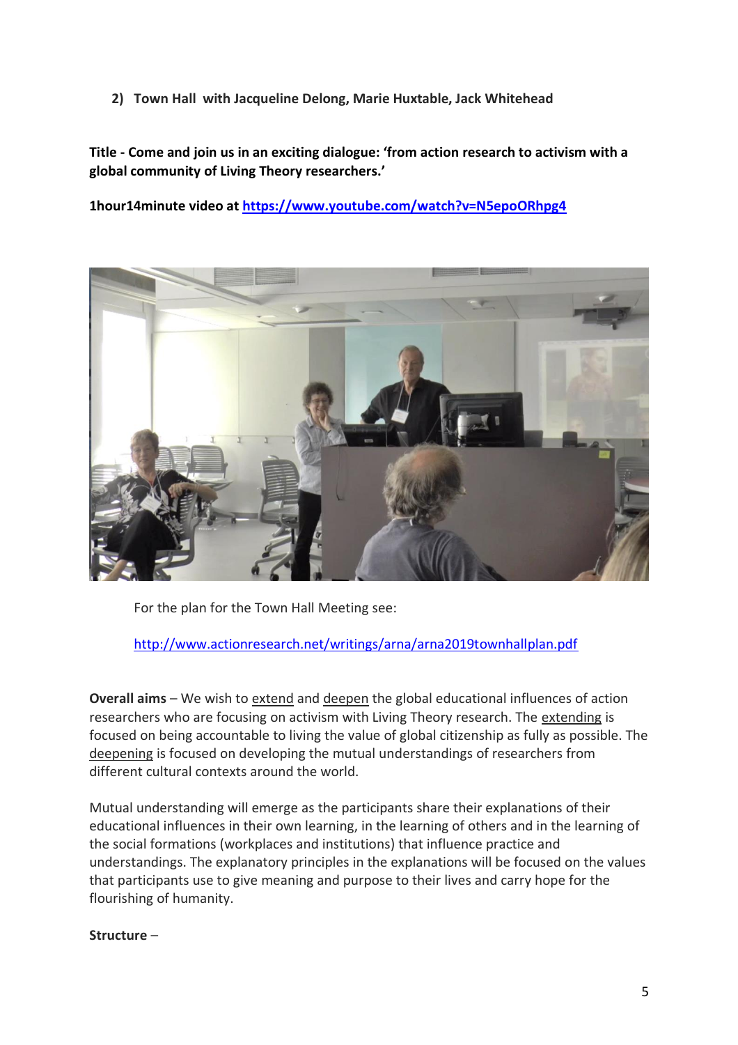2) **Town Hall with Jacqueline Delong, Marie Huxtable, Jack Whitehead**

**Title - Come and join us in an exciting dialogue: 'from action research to activism with a global community of Living Theory researchers.'**

**1hour14minute video at [https://www.youtube.com/watch?v=N5epoORhpg4](https://www.youtube.com/watch?v=N5epoORhpg4)**

For the plan for the Town Hall Meeting see:

[http://www.actionresearch.net/writings/arna/arna2019townhallplan.pdf](http://www.actionresearch.net/writings/arna/arna2019townhallplan.pdf)

**Overall aims** – We wish to extend and deepen the global educational influences of action researchers who are focusing on activism with Living Theory research. The extending is focused on being accountable to living the value of global citizenship as fully as possible. The deepening is focused on developing the mutual understandings of researchers from different cultural contexts around the world.

Mutual understanding will emerge as the participants share their explanations of their educational influences in their own learning, in the learning of others and in the learning of the social formations (workplaces and institutions) that influence practice and understandings. The explanatory principles in the explanations will be focused on the values that participants use to give meaning and purpose to their lives and carry hope for the flourishing of humanity.

**Structure** –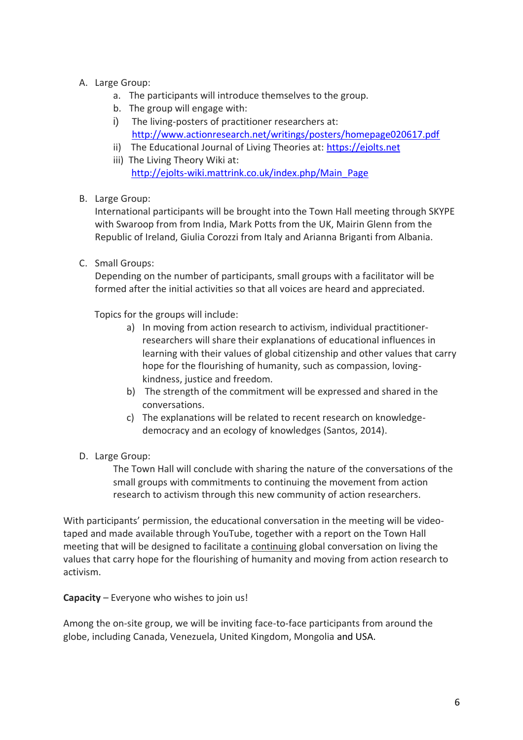A. Large Group:
    a. The participants will introduce themselves to the group.
    b. The group will engage with:
    i) The living-posters of practitioner researchers at: http://www.actionresearch.net/writings/posters/homepage020617.pdf
    ii) The Educational Journal of Living Theories at: https://ejolts.net
    iii) The Living Theory Wiki at: http://ejolts-wiki.mattrink.co.uk/index.php/Main_Page

B. Large Group:
   International participants will be brought into the Town Hall meeting through SKYPE with Swaroop from from India, Mark Potts from the UK, Mairin Glenn from the Republic of Ireland, Giulia Corozzi from Italy and Arianna Briganti from Albania.

C. Small Groups:
   Depending on the number of participants, small groups with a facilitator will be formed after the initial activities so that all voices are heard and appreciated.

   Topics for the groups will include:
    a) In moving from action research to activism, individual practitioner-researchers will share their explanations of educational influences in learning with their values of global citizenship and other values that carry hope for the flourishing of humanity, such as compassion, loving-kindness, justice and freedom.
    b) The strength of the commitment will be expressed and shared in the conversations.
    c) The explanations will be related to recent research on knowledge-democracy and an ecology of knowledges (Santos, 2014).

D. Large Group:
   The Town Hall will conclude with sharing the nature of the conversations of the small groups with commitments to continuing the movement from action research to activism through this new community of action researchers.

With participants' permission, the educational conversation in the meeting will be video-taped and made available through YouTube, together with a report on the Town Hall meeting that will be designed to facilitate a <u>continuing</u> global conversation on living the values that carry hope for the flourishing of humanity and moving from action research to activism.

**Capacity** – Everyone who wishes to join us!

Among the on-site group, we will be inviting face-to-face participants from around the globe, including Canada, Venezuela, United Kingdom, Mongolia and USA.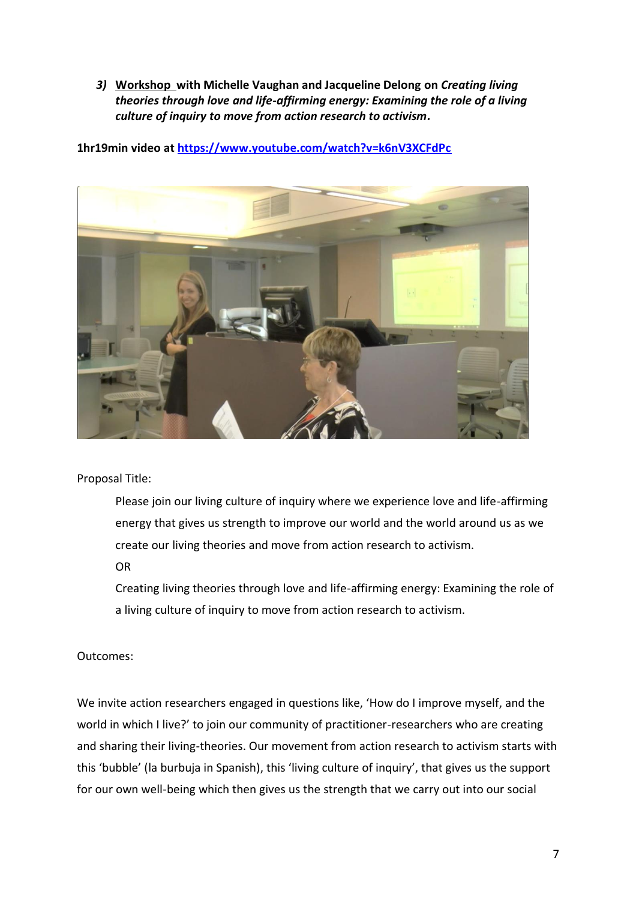*3)* **Workshop with Michelle Vaughan and Jacqueline Delong on *Creating living theories through love and life-affirming energy: Examining the role of a living culture of inquiry to move from action research to activism.***

**1hr19min video at https://www.youtube.com/watch?v=k6nV3XCFdPc**

Proposal Title:

> Please join our living culture of inquiry where we experience love and life-affirming energy that gives us strength to improve our world and the world around us as we create our living theories and move from action research to activism.
>
> OR
>
> Creating living theories through love and life-affirming energy: Examining the role of a living culture of inquiry to move from action research to activism.

Outcomes:

We invite action researchers engaged in questions like, 'How do I improve myself, and the world in which I live?' to join our community of practitioner-researchers who are creating and sharing their living-theories. Our movement from action research to activism starts with this 'bubble' (la burbuja in Spanish), this 'living culture of inquiry', that gives us the support for our own well-being which then gives us the strength that we carry out into our social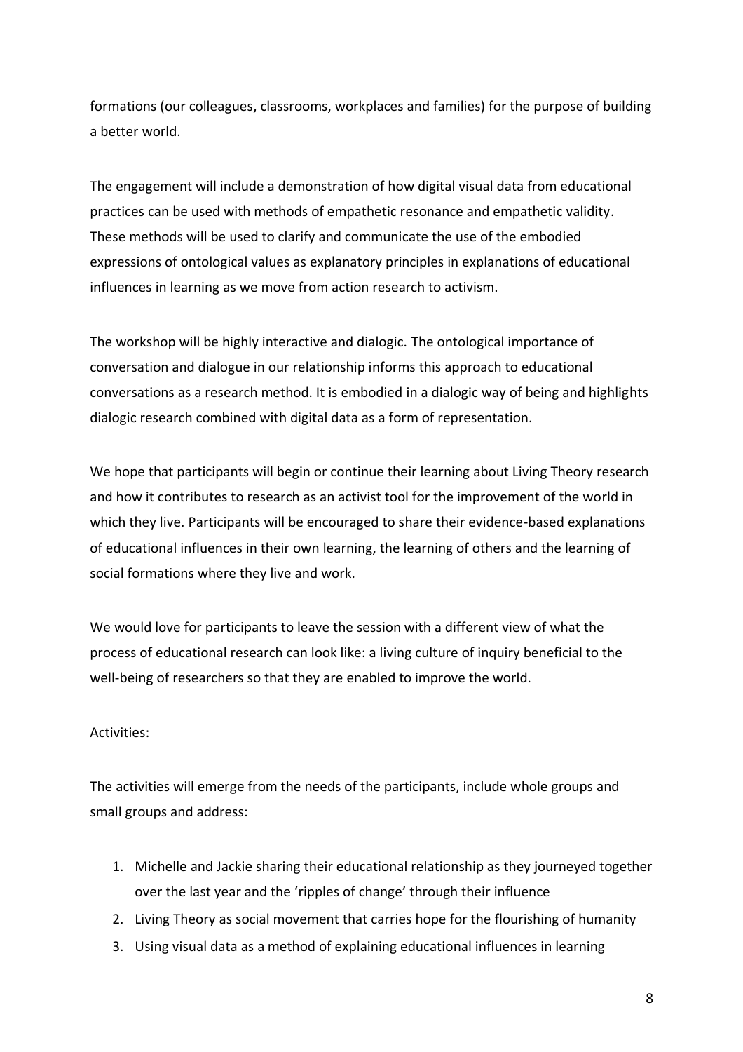formations (our colleagues, classrooms, workplaces and families) for the purpose of building a better world.

The engagement will include a demonstration of how digital visual data from educational practices can be used with methods of empathetic resonance and empathetic validity. These methods will be used to clarify and communicate the use of the embodied expressions of ontological values as explanatory principles in explanations of educational influences in learning as we move from action research to activism.

The workshop will be highly interactive and dialogic. The ontological importance of conversation and dialogue in our relationship informs this approach to educational conversations as a research method. It is embodied in a dialogic way of being and highlights dialogic research combined with digital data as a form of representation.

We hope that participants will begin or continue their learning about Living Theory research and how it contributes to research as an activist tool for the improvement of the world in which they live. Participants will be encouraged to share their evidence-based explanations of educational influences in their own learning, the learning of others and the learning of social formations where they live and work.

We would love for participants to leave the session with a different view of what the process of educational research can look like: a living culture of inquiry beneficial to the well-being of researchers so that they are enabled to improve the world.

Activities:

The activities will emerge from the needs of the participants, include whole groups and small groups and address:

1. Michelle and Jackie sharing their educational relationship as they journeyed together over the last year and the 'ripples of change' through their influence
2. Living Theory as social movement that carries hope for the flourishing of humanity
3. Using visual data as a method of explaining educational influences in learning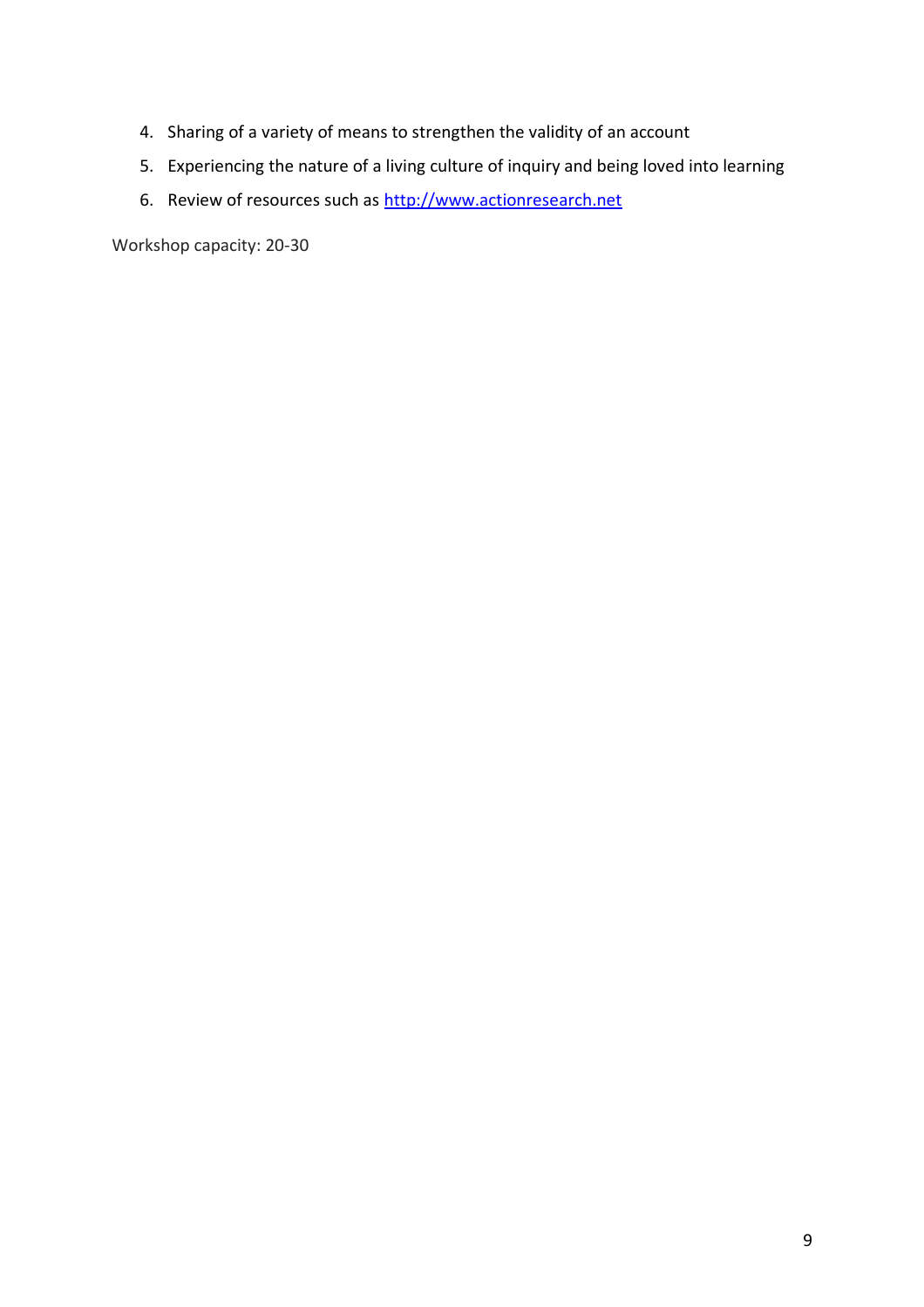4. Sharing of a variety of means to strengthen the validity of an account
5. Experiencing the nature of a living culture of inquiry and being loved into learning
6. Review of resources such as [http://www.actionresearch.net](http://www.actionresearch.net)

Workshop capacity: 20-30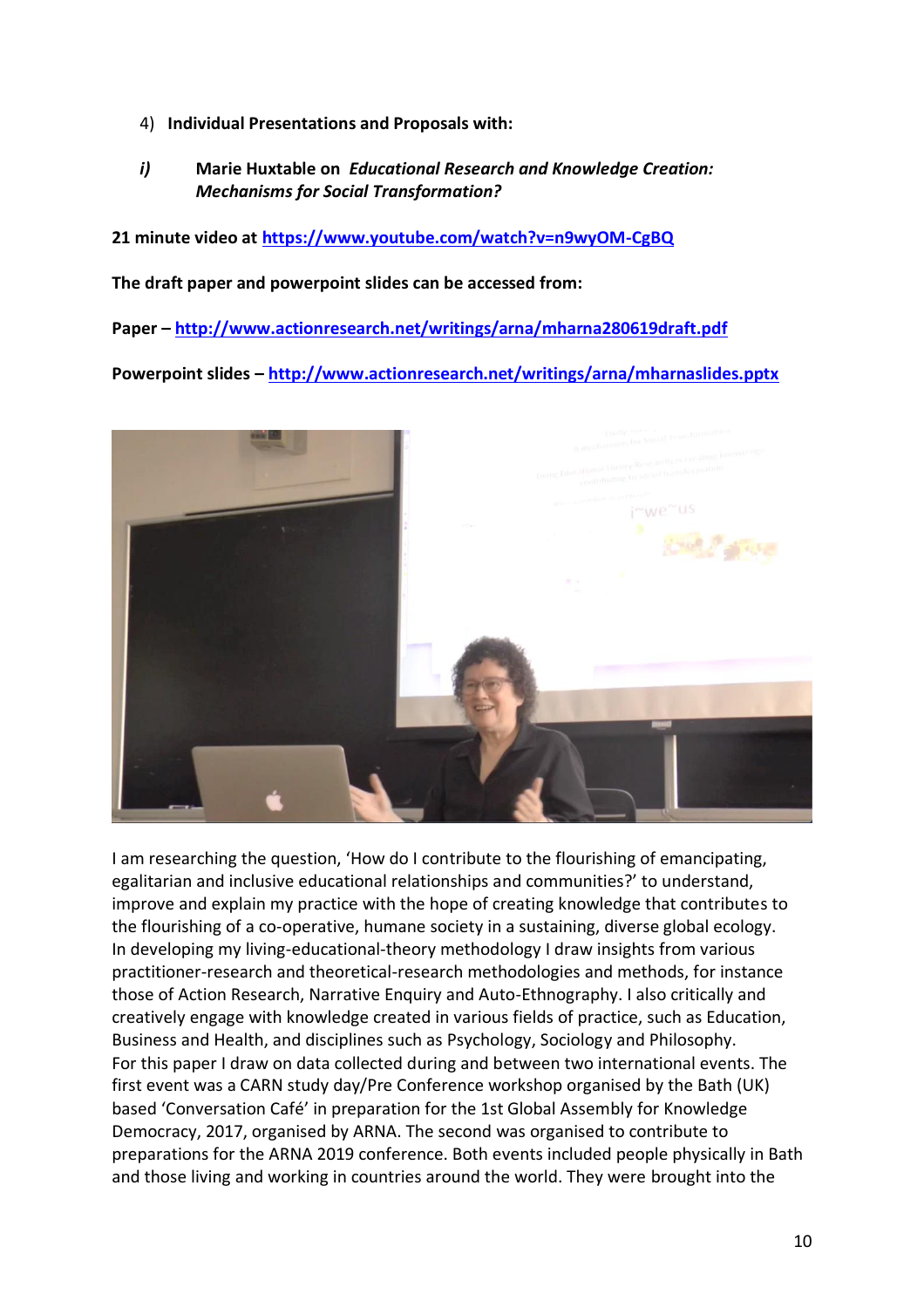4) **Individual Presentations and Proposals with:**

***i)*** **Marie Huxtable on *Educational Research and Knowledge Creation: Mechanisms for Social Transformation?***

**21 minute video at https://www.youtube.com/watch?v=n9wyOM-CgBQ**

**The draft paper and powerpoint slides can be accessed from:**

**Paper – http://www.actionresearch.net/writings/arna/mharna280619draft.pdf**

**Powerpoint slides – http://www.actionresearch.net/writings/arna/mharnaslides.pptx**

I am researching the question, 'How do I contribute to the flourishing of emancipating, egalitarian and inclusive educational relationships and communities?' to understand, improve and explain my practice with the hope of creating knowledge that contributes to the flourishing of a co-operative, humane society in a sustaining, diverse global ecology. In developing my living-educational-theory methodology I draw insights from various practitioner-research and theoretical-research methodologies and methods, for instance those of Action Research, Narrative Enquiry and Auto-Ethnography. I also critically and creatively engage with knowledge created in various fields of practice, such as Education, Business and Health, and disciplines such as Psychology, Sociology and Philosophy.
For this paper I draw on data collected during and between two international events. The first event was a CARN study day/Pre Conference workshop organised by the Bath (UK) based 'Conversation Café' in preparation for the 1st Global Assembly for Knowledge Democracy, 2017, organised by ARNA. The second was organised to contribute to preparations for the ARNA 2019 conference. Both events included people physically in Bath and those living and working in countries around the world. They were brought into the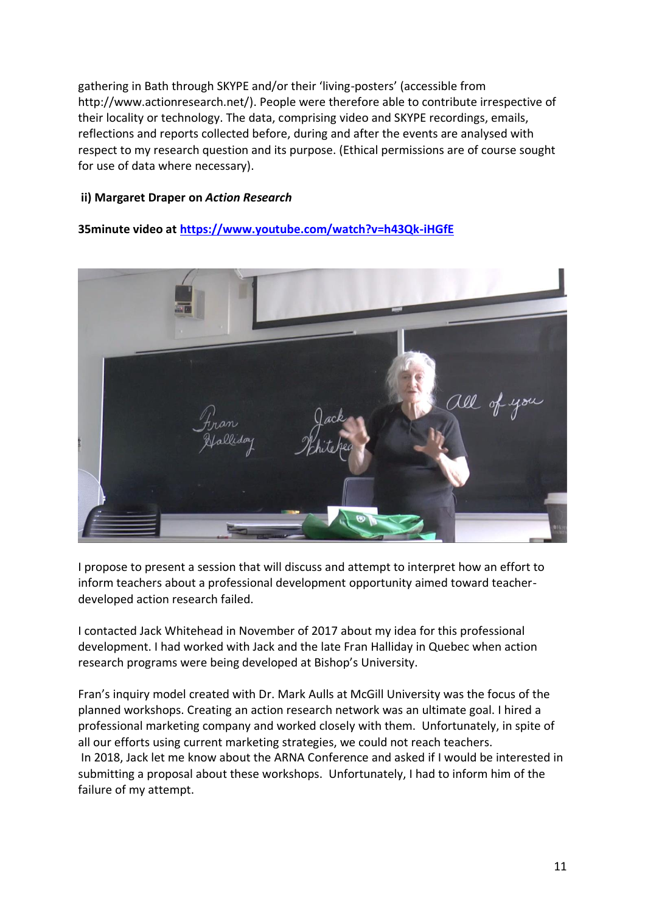gathering in Bath through SKYPE and/or their 'living-posters' (accessible from http://www.actionresearch.net/). People were therefore able to contribute irrespective of their locality or technology. The data, comprising video and SKYPE recordings, emails, reflections and reports collected before, during and after the events are analysed with respect to my research question and its purpose. (Ethical permissions are of course sought for use of data where necessary).

**ii) Margaret Draper on *Action Research***

**35minute video at [https://www.youtube.com/watch?v=h43Qk-iHGfE](https://www.youtube.com/watch?v=h43Qk-iHGfE)**

I propose to present a session that will discuss and attempt to interpret how an effort to inform teachers about a professional development opportunity aimed toward teacher-developed action research failed.

I contacted Jack Whitehead in November of 2017 about my idea for this professional development. I had worked with Jack and the late Fran Halliday in Quebec when action research programs were being developed at Bishop's University.

Fran's inquiry model created with Dr. Mark Aulls at McGill University was the focus of the planned workshops. Creating an action research network was an ultimate goal. I hired a professional marketing company and worked closely with them. Unfortunately, in spite of all our efforts using current marketing strategies, we could not reach teachers.
In 2018, Jack let me know about the ARNA Conference and asked if I would be interested in submitting a proposal about these workshops. Unfortunately, I had to inform him of the failure of my attempt.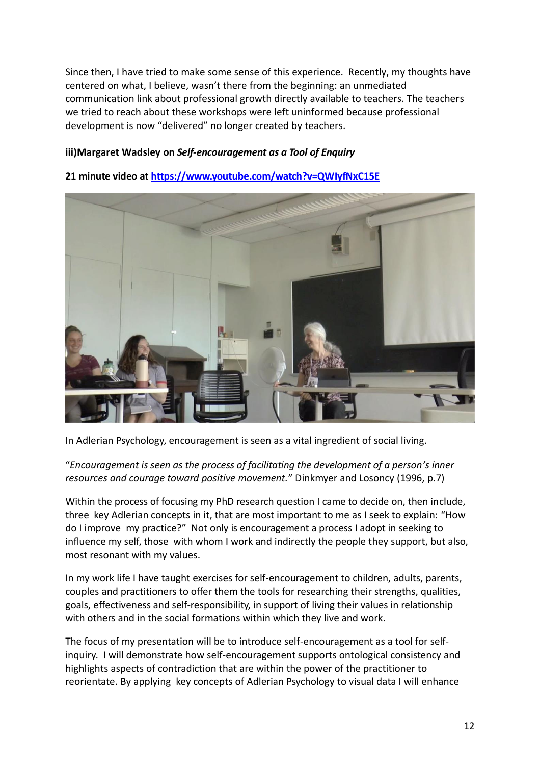Since then, I have tried to make some sense of this experience. Recently, my thoughts have centered on what, I believe, wasn't there from the beginning: an unmediated communication link about professional growth directly available to teachers. The teachers we tried to reach about these workshops were left uninformed because professional development is now "delivered" no longer created by teachers.

**iii)Margaret Wadsley on *Self-encouragement as a Tool of Enquiry***

**21 minute video at https://www.youtube.com/watch?v=QWIyfNxC15E**

In Adlerian Psychology, encouragement is seen as a vital ingredient of social living.

"*Encouragement is seen as the process of facilitating the development of a person's inner resources and courage toward positive movement.*" Dinkmyer and Losoncy (1996, p.7)

Within the process of focusing my PhD research question I came to decide on, then include, three key Adlerian concepts in it, that are most important to me as I seek to explain: "How do I improve my practice?" Not only is encouragement a process I adopt in seeking to influence my self, those with whom I work and indirectly the people they support, but also, most resonant with my values.

In my work life I have taught exercises for self-encouragement to children, adults, parents, couples and practitioners to offer them the tools for researching their strengths, qualities, goals, effectiveness and self-responsibility, in support of living their values in relationship with others and in the social formations within which they live and work.

The focus of my presentation will be to introduce self-encouragement as a tool for self-inquiry. I will demonstrate how self-encouragement supports ontological consistency and highlights aspects of contradiction that are within the power of the practitioner to reorientate. By applying key concepts of Adlerian Psychology to visual data I will enhance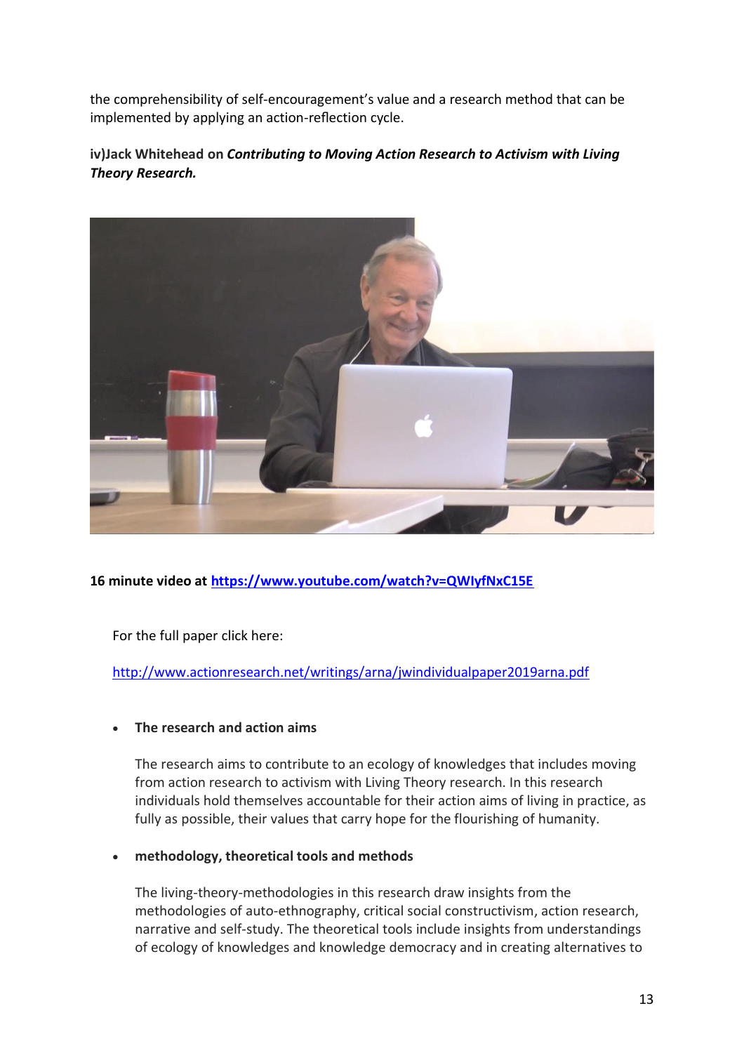the comprehensibility of self-encouragement's value and a research method that can be implemented by applying an action-reflection cycle.

**iv)Jack Whitehead on *Contributing to Moving Action Research to Activism with Living Theory Research.***

**16 minute video at https://www.youtube.com/watch?v=QWIyfNxC15E**

For the full paper click here:

http://www.actionresearch.net/writings/arna/jwindividualpaper2019arna.pdf

- **The research and action aims**

  The research aims to contribute to an ecology of knowledges that includes moving from action research to activism with Living Theory research. In this research individuals hold themselves accountable for their action aims of living in practice, as fully as possible, their values that carry hope for the flourishing of humanity.

- **methodology, theoretical tools and methods**

  The living-theory-methodologies in this research draw insights from the methodologies of auto-ethnography, critical social constructivism, action research, narrative and self-study. The theoretical tools include insights from understandings of ecology of knowledges and knowledge democracy and in creating alternatives to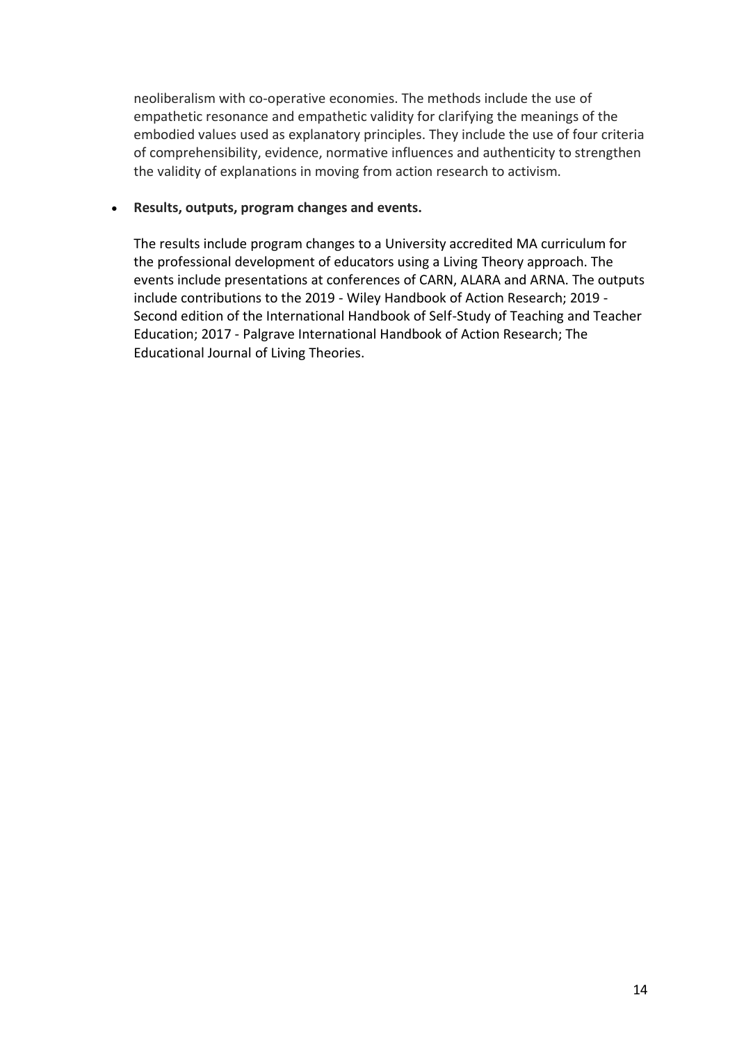neoliberalism with co-operative economies. The methods include the use of empathetic resonance and empathetic validity for clarifying the meanings of the embodied values used as explanatory principles. They include the use of four criteria of comprehensibility, evidence, normative influences and authenticity to strengthen the validity of explanations in moving from action research to activism.

- **Results, outputs, program changes and events.**

  The results include program changes to a University accredited MA curriculum for the professional development of educators using a Living Theory approach. The events include presentations at conferences of CARN, ALARA and ARNA. The outputs include contributions to the 2019 - Wiley Handbook of Action Research; 2019 - Second edition of the International Handbook of Self-Study of Teaching and Teacher Education; 2017 - Palgrave International Handbook of Action Research; The Educational Journal of Living Theories.